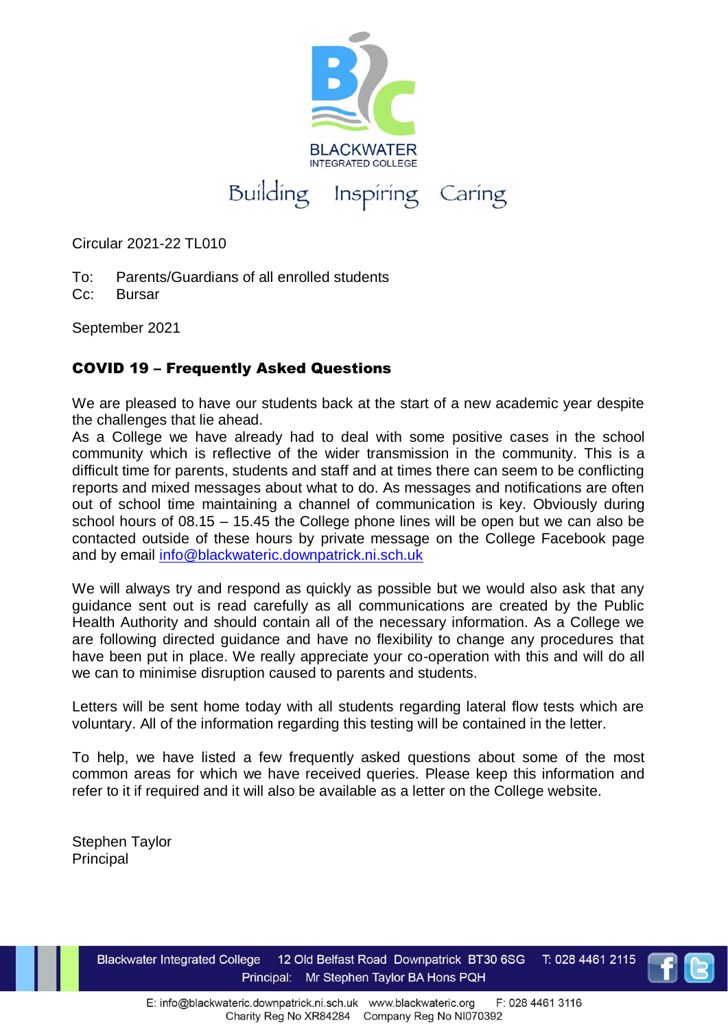BLACKWATER
INTEGRATED COLLEGE

Building Inspiring Caring

Circular 2021-22 TL010

To: Parents/Guardians of all enrolled students
Cc: Bursar

September 2021

**COVID 19 – Frequently Asked Questions**

We are pleased to have our students back at the start of a new academic year despite the challenges that lie ahead.
As a College we have already had to deal with some positive cases in the school community which is reflective of the wider transmission in the community. This is a difficult time for parents, students and staff and at times there can seem to be conflicting reports and mixed messages about what to do. As messages and notifications are often out of school time maintaining a channel of communication is key. Obviously during school hours of 08.15 – 15.45 the College phone lines will be open but we can also be contacted outside of these hours by private message on the College Facebook page and by email info@blackwateric.downpatrick.ni.sch.uk

We will always try and respond as quickly as possible but we would also ask that any guidance sent out is read carefully as all communications are created by the Public Health Authority and should contain all of the necessary information. As a College we are following directed guidance and have no flexibility to change any procedures that have been put in place. We really appreciate your co-operation with this and will do all we can to minimise disruption caused to parents and students.

Letters will be sent home today with all students regarding lateral flow tests which are voluntary. All of the information regarding this testing will be contained in the letter.

To help, we have listed a few frequently asked questions about some of the most common areas for which we have received queries. Please keep this information and refer to it if required and it will also be available as a letter on the College website.

Stephen Taylor
Principal

Blackwater Integrated College 12 Old Belfast Road Downpatrick BT30 6SG T: 028 4461 2115
Principal: Mr Stephen Taylor BA Hons PQH
E: info@blackwateric.downpatrick.ni.sch.uk www.blackwateric.org F: 028 4461 3116
Charity Reg No XR84284 Company Reg No NI070392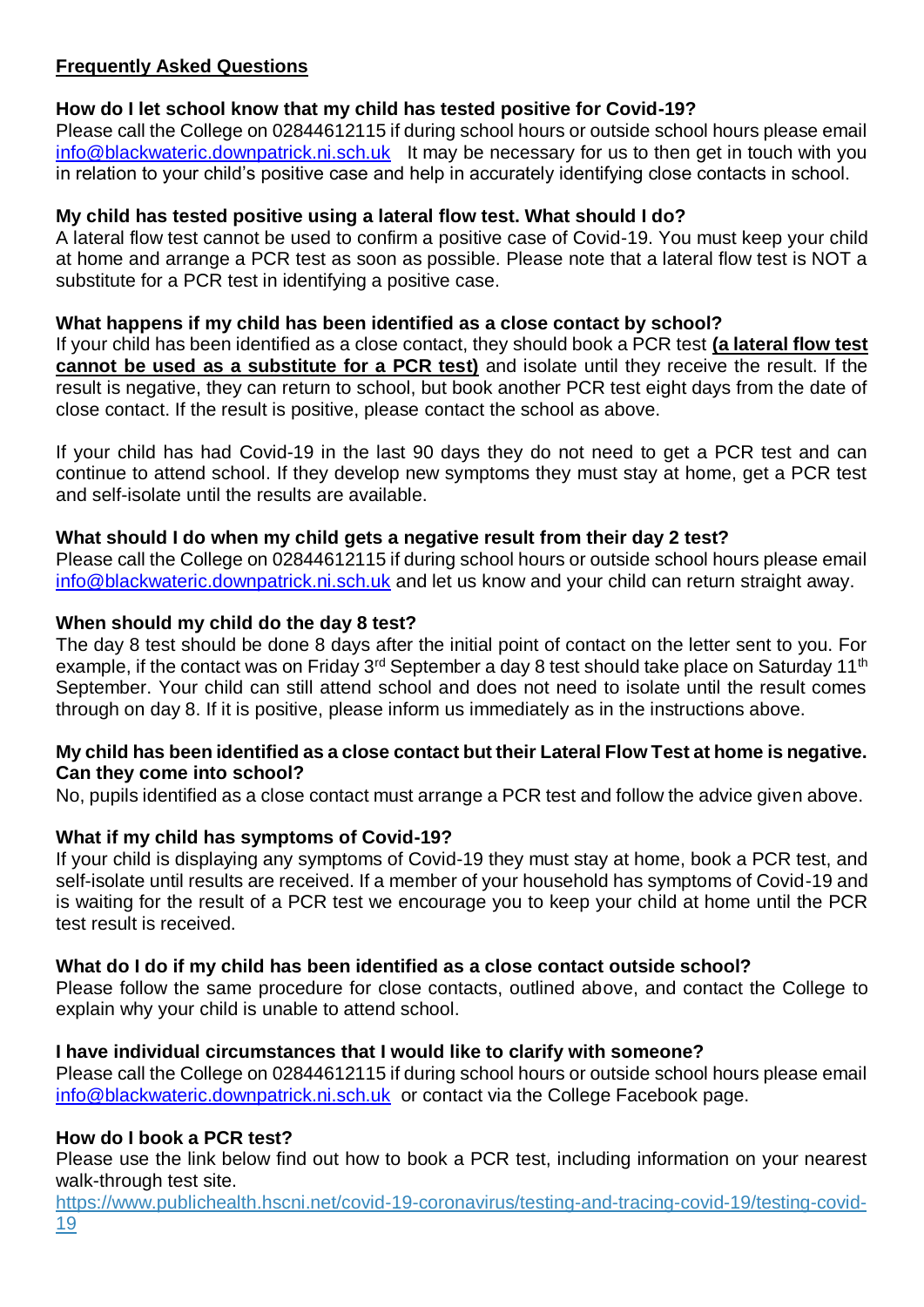**Frequently Asked Questions**

**How do I let school know that my child has tested positive for Covid-19?**

Please call the College on 02844612115 if during school hours or outside school hours please email info@blackwateric.downpatrick.ni.sch.uk It may be necessary for us to then get in touch with you in relation to your child's positive case and help in accurately identifying close contacts in school.

**My child has tested positive using a lateral flow test. What should I do?**

A lateral flow test cannot be used to confirm a positive case of Covid-19. You must keep your child at home and arrange a PCR test as soon as possible. Please note that a lateral flow test is NOT a substitute for a PCR test in identifying a positive case.

**What happens if my child has been identified as a close contact by school?**

If your child has been identified as a close contact, they should book a PCR test **(a lateral flow test cannot be used as a substitute for a PCR test)** and isolate until they receive the result. If the result is negative, they can return to school, but book another PCR test eight days from the date of close contact. If the result is positive, please contact the school as above.

If your child has had Covid-19 in the last 90 days they do not need to get a PCR test and can continue to attend school. If they develop new symptoms they must stay at home, get a PCR test and self-isolate until the results are available.

**What should I do when my child gets a negative result from their day 2 test?**

Please call the College on 02844612115 if during school hours or outside school hours please email info@blackwateric.downpatrick.ni.sch.uk and let us know and your child can return straight away.

**When should my child do the day 8 test?**

The day 8 test should be done 8 days after the initial point of contact on the letter sent to you. For example, if the contact was on Friday 3rd September a day 8 test should take place on Saturday 11th September. Your child can still attend school and does not need to isolate until the result comes through on day 8. If it is positive, please inform us immediately as in the instructions above.

**My child has been identified as a close contact but their Lateral Flow Test at home is negative. Can they come into school?**

No, pupils identified as a close contact must arrange a PCR test and follow the advice given above.

**What if my child has symptoms of Covid-19?**

If your child is displaying any symptoms of Covid-19 they must stay at home, book a PCR test, and self-isolate until results are received. If a member of your household has symptoms of Covid-19 and is waiting for the result of a PCR test we encourage you to keep your child at home until the PCR test result is received.

**What do I do if my child has been identified as a close contact outside school?**

Please follow the same procedure for close contacts, outlined above, and contact the College to explain why your child is unable to attend school.

**I have individual circumstances that I would like to clarify with someone?**

Please call the College on 02844612115 if during school hours or outside school hours please email info@blackwateric.downpatrick.ni.sch.uk or contact via the College Facebook page.

**How do I book a PCR test?**

Please use the link below find out how to book a PCR test, including information on your nearest walk-through test site.

https://www.publichealth.hscni.net/covid-19-coronavirus/testing-and-tracing-covid-19/testing-covid-19